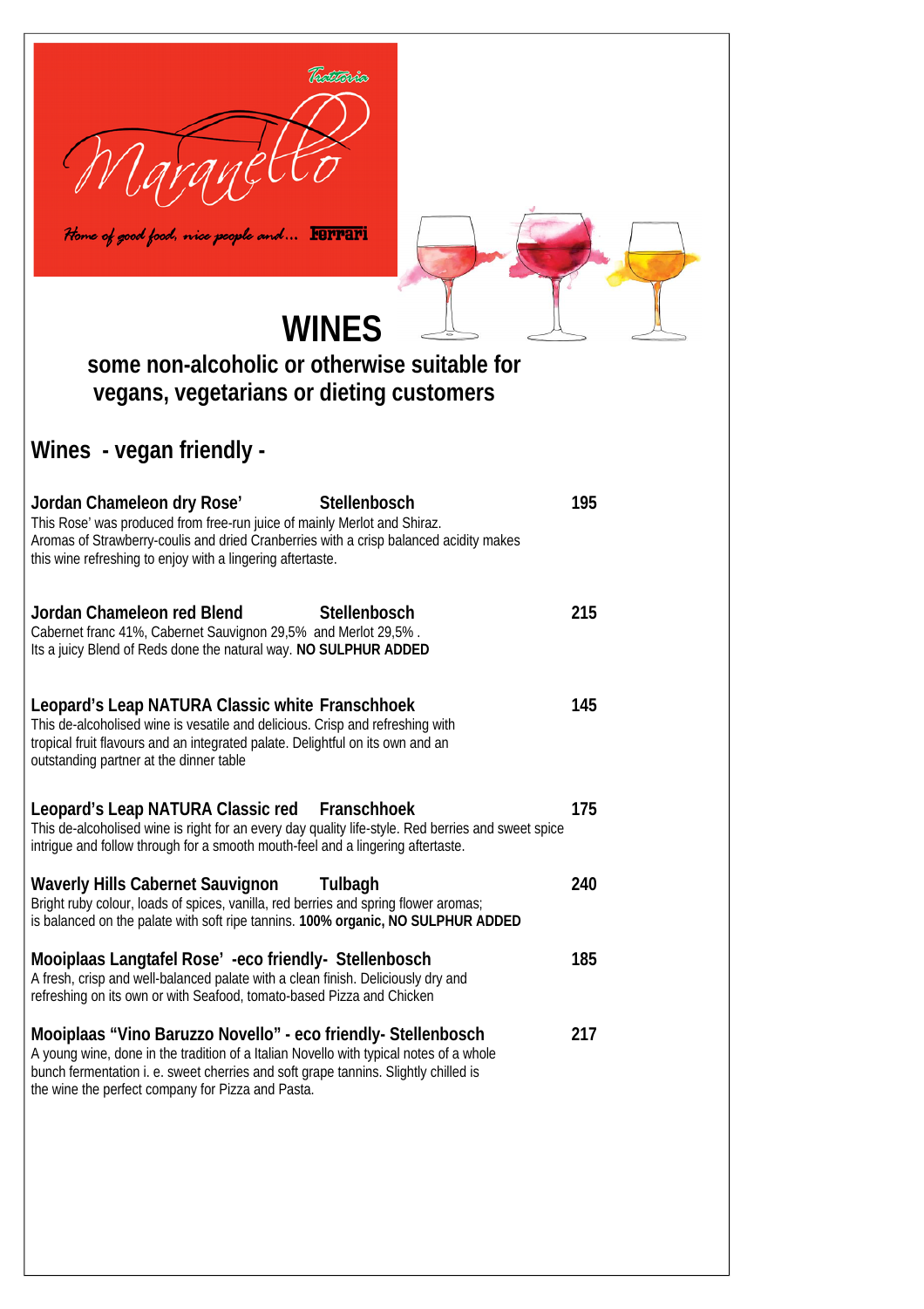Trattoria

Maranello

Home of good food, nice people and... Ferrari

# WINES

## some non-alcoholic or otherwise suitable for vegans, vegetarians or dieting customers

## Wines - vegan friendly -

**Jordan Chameleon dry Rose' — Stellenbosch — 195**

This Rose' was produced from free-run juice of mainly Merlot and Shiraz.
Aromas of Strawberry-coulis and dried Cranberries with a crisp balanced acidity makes this wine refreshing to enjoy with a lingering aftertaste.

**Jordan Chameleon red Blend — Stellenbosch — 215**

Cabernet franc 41%, Cabernet Sauvignon 29,5% and Merlot 29,5% .
Its a juicy Blend of Reds done the natural way. **NO SULPHUR ADDED**

**Leopard's Leap NATURA Classic white — Franschhoek — 145**

This de-alcoholised wine is vesatile and delicious. Crisp and refreshing with tropical fruit flavours and an integrated palate. Delightful on its own and an outstanding partner at the dinner table

**Leopard's Leap NATURA Classic red — Franschhoek — 175**

This de-alcoholised wine is right for an every day quality life-style. Red berries and sweet spice intrigue and follow through for a smooth mouth-feel and a lingering aftertaste.

**Waverly Hills Cabernet Sauvignon — Tulbagh — 240**

Bright ruby colour, loads of spices, vanilla, red berries and spring flower aromas; is balanced on the palate with soft ripe tannins. **100% organic, NO SULPHUR ADDED**

**Mooiplaas Langtafel Rose' -eco friendly- Stellenbosch — 185**

A fresh, crisp and well-balanced palate with a clean finish. Deliciously dry and refreshing on its own or with Seafood, tomato-based Pizza and Chicken

**Mooiplaas "Vino Baruzzo Novello" - eco friendly- Stellenbosch — 217**

A young wine, done in the tradition of a Italian Novello with typical notes of a whole bunch fermentation i. e. sweet cherries and soft grape tannins. Slightly chilled is the wine the perfect company for Pizza and Pasta.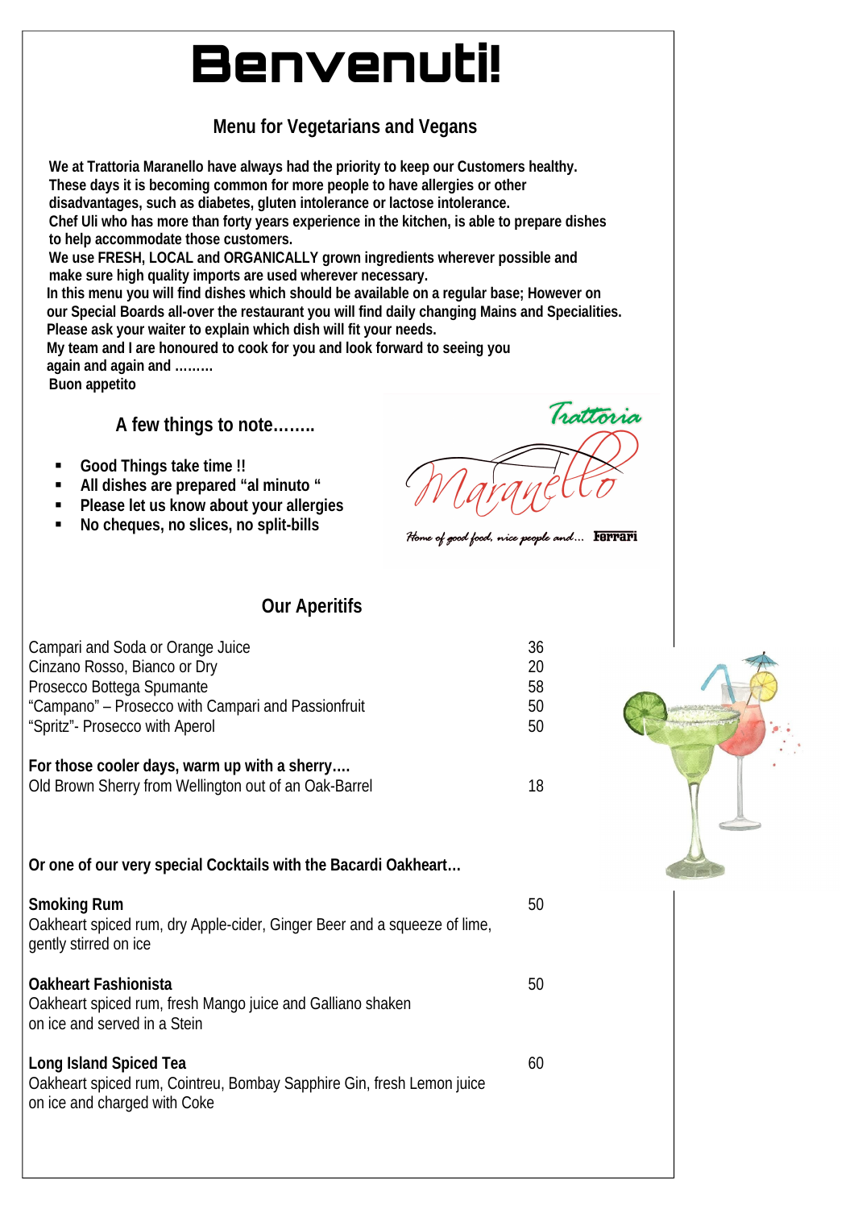# Benvenuti!

## Menu for Vegetarians and Vegans

**We at Trattoria Maranello have always had the priority to keep our Customers healthy. These days it is becoming common for more people to have allergies or other disadvantages, such as diabetes, gluten intolerance or lactose intolerance.**
**Chef Uli who has more than forty years experience in the kitchen, is able to prepare dishes to help accommodate those customers.**
**We use FRESH, LOCAL and ORGANICALLY grown ingredients wherever possible and make sure high quality imports are used wherever necessary.**
**In this menu you will find dishes which should be available on a regular base; However on our Special Boards all-over the restaurant you will find daily changing Mains and Specialities.**
**Please ask your waiter to explain which dish will fit your needs.**
**My team and I are honoured to cook for you and look forward to seeing you again and again and ………**
**Buon appetito**

### A few things to note……..

- **Good Things take time !!**
- **All dishes are prepared "al minuto "**
- **Please let us know about your allergies**
- **No cheques, no slices, no split-bills**

Trattoria Maranello
*Home of good food, nice people and…* Ferrari

## Our Aperitifs

| | |
|---|---|
| Campari and Soda or Orange Juice | 36 |
| Cinzano Rosso, Bianco or Dry | 20 |
| Prosecco Bottega Spumante | 58 |
| "Campano" – Prosecco with Campari and Passionfruit | 50 |
| "Spritz"- Prosecco with Aperol | 50 |

**For those cooler days, warm up with a sherry….**

| | |
|---|---|
| Old Brown Sherry from Wellington out of an Oak-Barrel | 18 |

**Or one of our very special Cocktails with the Bacardi Oakheart…**

**Smoking Rum** — 50
Oakheart spiced rum, dry Apple-cider, Ginger Beer and a squeeze of lime, gently stirred on ice

**Oakheart Fashionista** — 50
Oakheart spiced rum, fresh Mango juice and Galliano shaken on ice and served in a Stein

**Long Island Spiced Tea** — 60
Oakheart spiced rum, Cointreu, Bombay Sapphire Gin, fresh Lemon juice on ice and charged with Coke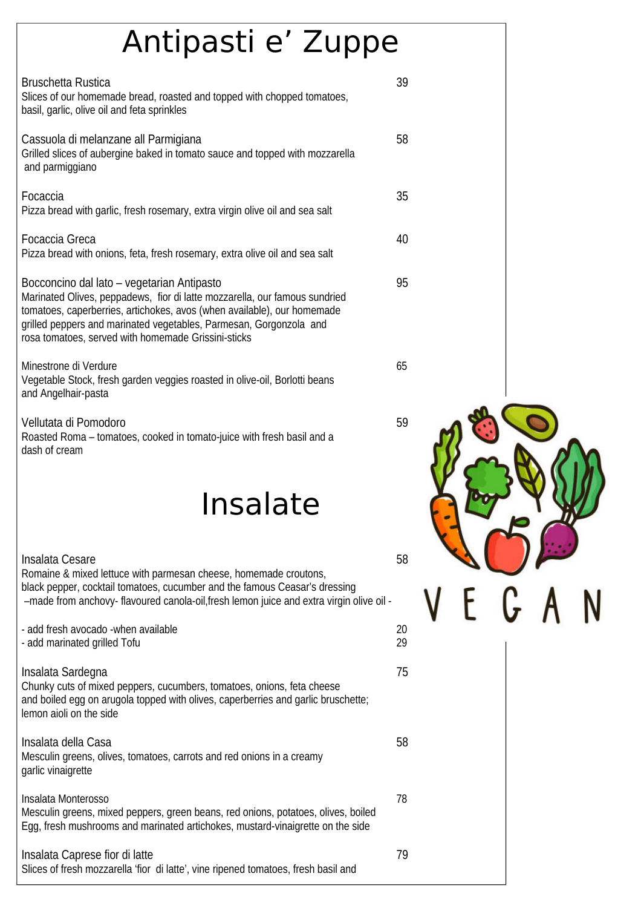# Antipasti e' Zuppe

Bruschetta Rustica — 39
Slices of our homemade bread, roasted and topped with chopped tomatoes, basil, garlic, olive oil and feta sprinkles

Cassuola di melanzane all Parmigiana — 58
Grilled slices of aubergine baked in tomato sauce and topped with mozzarella and parmiggiano

Focaccia — 35
Pizza bread with garlic, fresh rosemary, extra virgin olive oil and sea salt

Focaccia Greca — 40
Pizza bread with onions, feta, fresh rosemary, extra olive oil and sea salt

Bocconcino dal lato – vegetarian Antipasto — 95
Marinated Olives, peppadews, fior di latte mozzarella, our famous sundried tomatoes, caperberries, artichokes, avos (when available), our homemade grilled peppers and marinated vegetables, Parmesan, Gorgonzola and rosa tomatoes, served with homemade Grissini-sticks

Minestrone di Verdure — 65
Vegetable Stock, fresh garden veggies roasted in olive-oil, Borlotti beans and Angelhair-pasta

Vellutata di Pomodoro — 59
Roasted Roma – tomatoes, cooked in tomato-juice with fresh basil and a dash of cream

# Insalate

Insalata Cesare — 58
Romaine & mixed lettuce with parmesan cheese, homemade croutons, black pepper, cocktail tomatoes, cucumber and the famous Ceasar's dressing –made from anchovy- flavoured canola-oil,fresh lemon juice and extra virgin olive oil -

- add fresh avocado -when available — 20
- add marinated grilled Tofu — 29

Insalata Sardegna — 75
Chunky cuts of mixed peppers, cucumbers, tomatoes, onions, feta cheese and boiled egg on arugola topped with olives, caperberries and garlic bruschette; lemon aioli on the side

Insalata della Casa — 58
Mesculin greens, olives, tomatoes, carrots and red onions in a creamy garlic vinaigrette

Insalata Monterosso — 78
Mesculin greens, mixed peppers, green beans, red onions, potatoes, olives, boiled Egg, fresh mushrooms and marinated artichokes, mustard-vinaigrette on the side

Insalata Caprese fior di latte — 79
Slices of fresh mozzarella 'fior di latte', vine ripened tomatoes, fresh basil and

VEGAN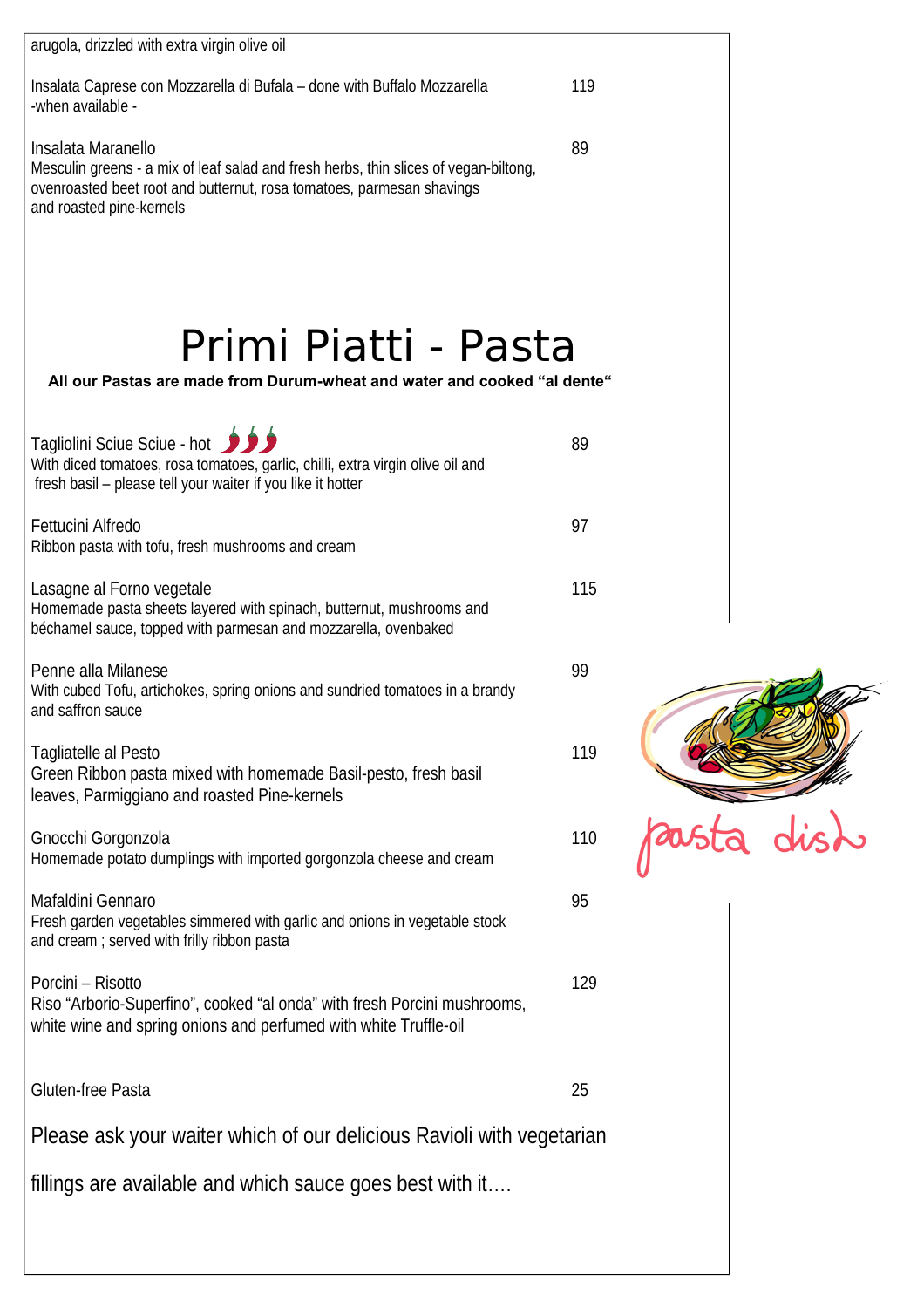arugola, drizzled with extra virgin olive oil

Insalata Caprese con Mozzarella di Bufala – done with Buffalo Mozzarella -when available - 119

Insalata Maranello 89
Mesculin greens - a mix of leaf salad and fresh herbs, thin slices of vegan-biltong, ovenroasted beet root and butternut, rosa tomatoes, parmesan shavings and roasted pine-kernels

# Primi Piatti - Pasta

**All our Pastas are made from Durum-wheat and water and cooked "al dente"**

Tagliolini Sciue Sciue - hot 89
With diced tomatoes, rosa tomatoes, garlic, chilli, extra virgin olive oil and fresh basil – please tell your waiter if you like it hotter

Fettucini Alfredo 97
Ribbon pasta with tofu, fresh mushrooms and cream

Lasagne al Forno vegetale 115
Homemade pasta sheets layered with spinach, butternut, mushrooms and béchamel sauce, topped with parmesan and mozzarella, ovenbaked

Penne alla Milanese 99
With cubed Tofu, artichokes, spring onions and sundried tomatoes in a brandy and saffron sauce

Tagliatelle al Pesto 119
Green Ribbon pasta mixed with homemade Basil-pesto, fresh basil leaves, Parmiggiano and roasted Pine-kernels

Gnocchi Gorgonzola 110
Homemade potato dumplings with imported gorgonzola cheese and cream

Mafaldini Gennaro 95
Fresh garden vegetables simmered with garlic and onions in vegetable stock and cream ; served with frilly ribbon pasta

Porcini – Risotto 129
Riso "Arborio-Superfino", cooked "al onda" with fresh Porcini mushrooms, white wine and spring onions and perfumed with white Truffle-oil

Gluten-free Pasta 25

Please ask your waiter which of our delicious Ravioli with vegetarian fillings are available and which sauce goes best with it….

pasta dish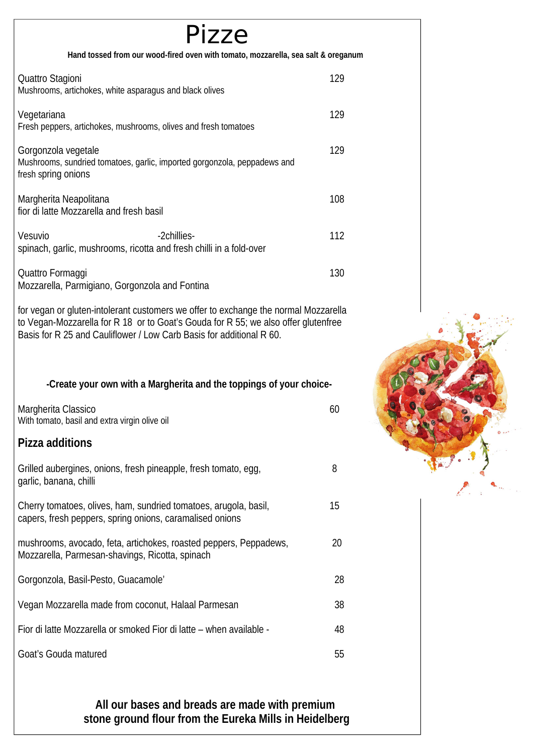# Pizze

**Hand tossed from our wood-fired oven with tomato, mozzarella, sea salt & oreganum**

Quattro Stagioni — 129
Mushrooms, artichokes, white asparagus and black olives

Vegetariana — 129
Fresh peppers, artichokes, mushrooms, olives and fresh tomatoes

Gorgonzola vegetale — 129
Mushrooms, sundried tomatoes, garlic, imported gorgonzola, peppadews and fresh spring onions

Margherita Neapolitana — 108
fior di latte Mozzarella and fresh basil

Vesuvio -2chillies- — 112
spinach, garlic, mushrooms, ricotta and fresh chilli in a fold-over

Quattro Formaggi — 130
Mozzarella, Parmigiano, Gorgonzola and Fontina

for vegan or gluten-intolerant customers we offer to exchange the normal Mozzarella to Vegan-Mozzarella for R 18 or to Goat's Gouda for R 55; we also offer glutenfree Basis for R 25 and Cauliflower / Low Carb Basis for additional R 60.

**-Create your own with a Margherita and the toppings of your choice-**

Margherita Classico — 60
With tomato, basil and extra virgin olive oil

## Pizza additions

| Item | Price |
|---|---|
| Grilled aubergines, onions, fresh pineapple, fresh tomato, egg, garlic, banana, chilli | 8 |
| Cherry tomatoes, olives, ham, sundried tomatoes, arugola, basil, capers, fresh peppers, spring onions, caramalised onions | 15 |
| mushrooms, avocado, feta, artichokes, roasted peppers, Peppadews, Mozzarella, Parmesan-shavings, Ricotta, spinach | 20 |
| Gorgonzola, Basil-Pesto, Guacamole' | 28 |
| Vegan Mozzarella made from coconut, Halaal Parmesan | 38 |
| Fior di latte Mozzarella or smoked Fior di latte – when available - | 48 |
| Goat's Gouda matured | 55 |

**All our bases and breads are made with premium stone ground flour from the Eureka Mills in Heidelberg**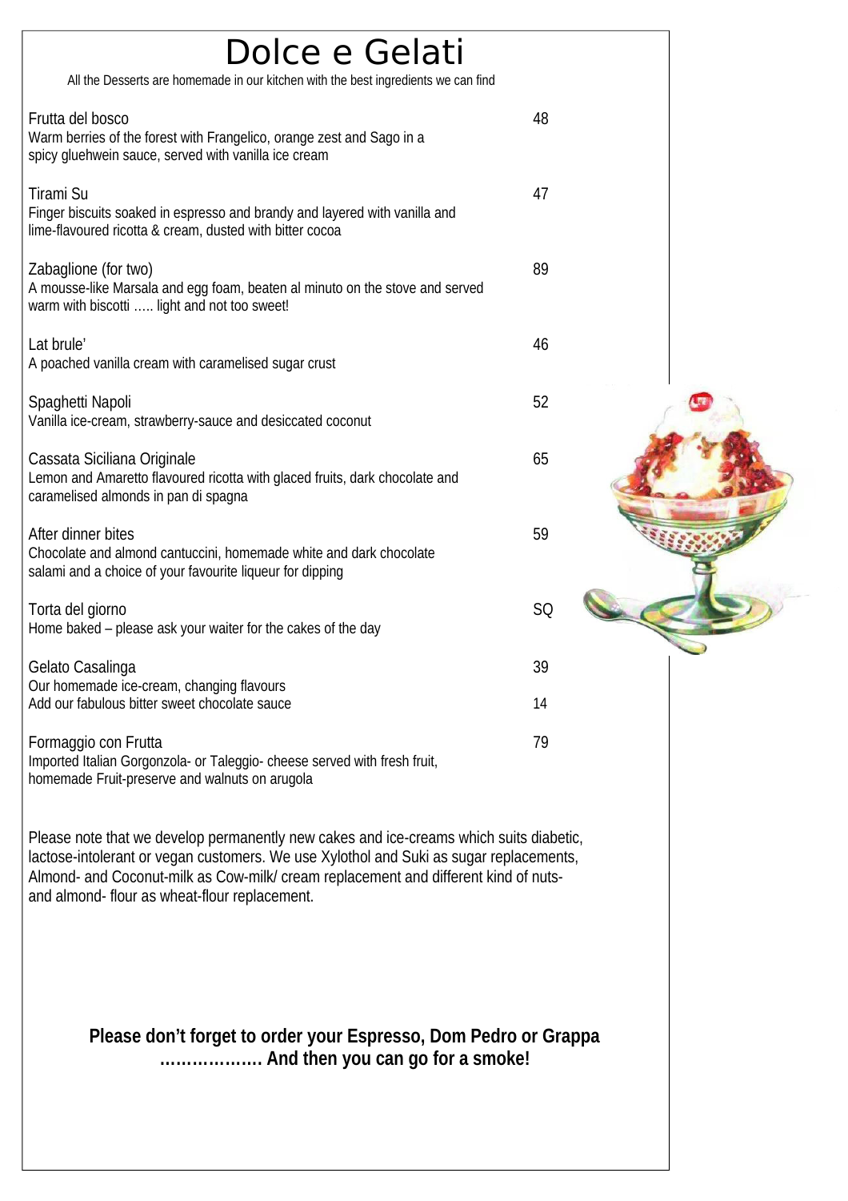# Dolce e Gelati

All the Desserts are homemade in our kitchen with the best ingredients we can find

| | |
|---|---|
| Frutta del bosco<br>Warm berries of the forest with Frangelico, orange zest and Sago in a spicy gluehwein sauce, served with vanilla ice cream | 48 |
| Tirami Su<br>Finger biscuits soaked in espresso and brandy and layered with vanilla and lime-flavoured ricotta & cream, dusted with bitter cocoa | 47 |
| Zabaglione (for two)<br>A mousse-like Marsala and egg foam, beaten al minuto on the stove and served warm with biscotti ….. light and not too sweet! | 89 |
| Lat brule'<br>A poached vanilla cream with caramelised sugar crust | 46 |
| Spaghetti Napoli<br>Vanilla ice-cream, strawberry-sauce and desiccated coconut | 52 |
| Cassata Siciliana Originale<br>Lemon and Amaretto flavoured ricotta with glaced fruits, dark chocolate and caramelised almonds in pan di spagna | 65 |
| After dinner bites<br>Chocolate and almond cantuccini, homemade white and dark chocolate salami and a choice of your favourite liqueur for dipping | 59 |
| Torta del giorno<br>Home baked – please ask your waiter for the cakes of the day | SQ |
| Gelato Casalinga<br>Our homemade ice-cream, changing flavours | 39 |
| Add our fabulous bitter sweet chocolate sauce | 14 |
| Formaggio con Frutta<br>Imported Italian Gorgonzola- or Taleggio- cheese served with fresh fruit, homemade Fruit-preserve and walnuts on arugola | 79 |

Please note that we develop permanently new cakes and ice-creams which suits diabetic, lactose-intolerant or vegan customers. We use Xylothol and Suki as sugar replacements, Almond- and Coconut-milk as Cow-milk/ cream replacement and different kind of nuts- and almond- flour as wheat-flour replacement.

**Please don't forget to order your Espresso, Dom Pedro or Grappa ………………. And then you can go for a smoke!**